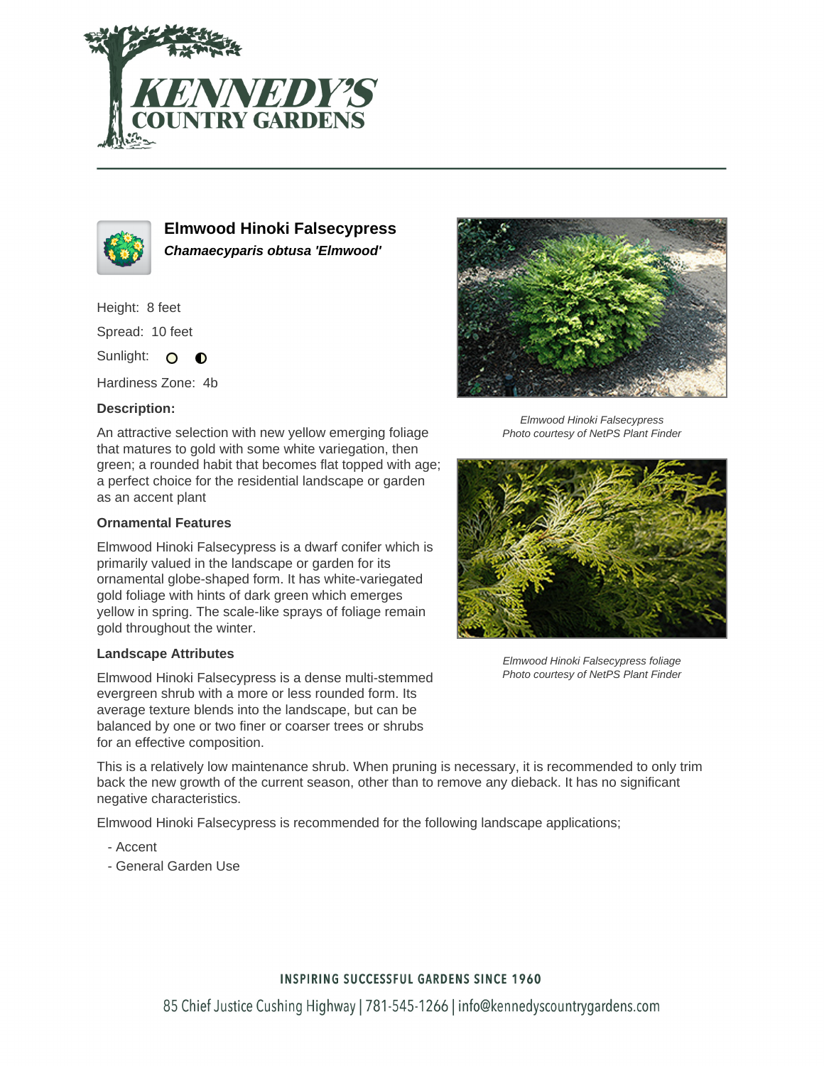# Elmwood Hinoki Falsecypress

***Chamaecyparis obtusa 'Elmwood'***

Height: 8 feet

Spread: 10 feet

Sunlight:

Hardiness Zone: 4b

**Description:**

An attractive selection with new yellow emerging foliage that matures to gold with some white variegation, then green; a rounded habit that becomes flat topped with age; a perfect choice for the residential landscape or garden as an accent plant

**Ornamental Features**

Elmwood Hinoki Falsecypress is a dwarf conifer which is primarily valued in the landscape or garden for its ornamental globe-shaped form. It has white-variegated gold foliage with hints of dark green which emerges yellow in spring. The scale-like sprays of foliage remain gold throughout the winter.

**Landscape Attributes**

Elmwood Hinoki Falsecypress is a dense multi-stemmed evergreen shrub with a more or less rounded form. Its average texture blends into the landscape, but can be balanced by one or two finer or coarser trees or shrubs for an effective composition.

This is a relatively low maintenance shrub. When pruning is necessary, it is recommended to only trim back the new growth of the current season, other than to remove any dieback. It has no significant negative characteristics.

Elmwood Hinoki Falsecypress is recommended for the following landscape applications;

- Accent
- General Garden Use

*Elmwood Hinoki Falsecypress*
*Photo courtesy of NetPS Plant Finder*

*Elmwood Hinoki Falsecypress foliage*
*Photo courtesy of NetPS Plant Finder*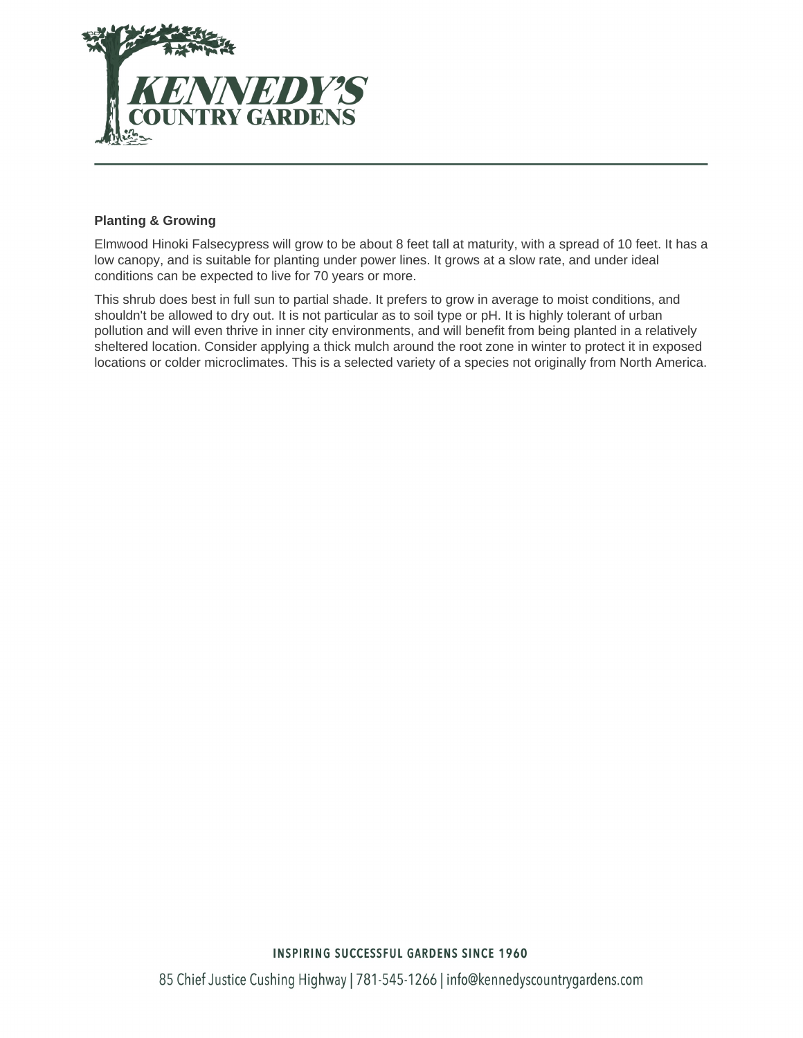**Planting & Growing**

Elmwood Hinoki Falsecypress will grow to be about 8 feet tall at maturity, with a spread of 10 feet. It has a low canopy, and is suitable for planting under power lines. It grows at a slow rate, and under ideal conditions can be expected to live for 70 years or more.

This shrub does best in full sun to partial shade. It prefers to grow in average to moist conditions, and shouldn't be allowed to dry out. It is not particular as to soil type or pH. It is highly tolerant of urban pollution and will even thrive in inner city environments, and will benefit from being planted in a relatively sheltered location. Consider applying a thick mulch around the root zone in winter to protect it in exposed locations or colder microclimates. This is a selected variety of a species not originally from North America.